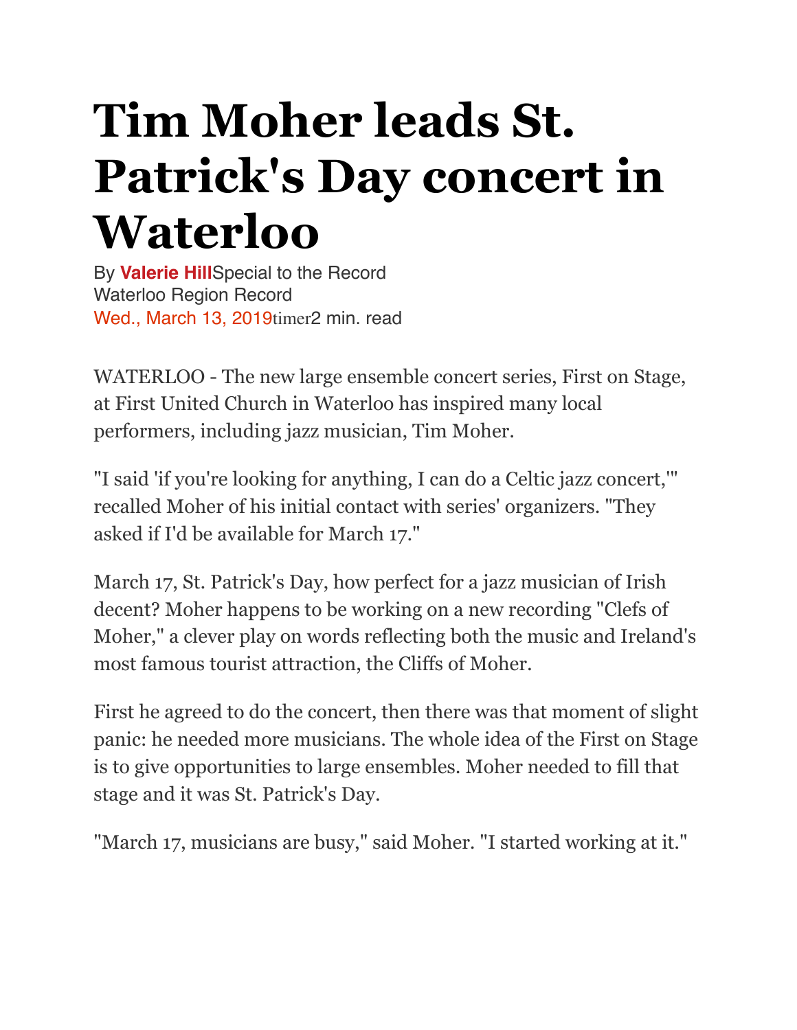# Tim Moher leads St. Patrick's Day concert in Waterloo

By **Valerie Hill**Special to the Record
Waterloo Region Record
Wed., March 13, 2019timer2 min. read

WATERLOO - The new large ensemble concert series, First on Stage, at First United Church in Waterloo has inspired many local performers, including jazz musician, Tim Moher.

"I said 'if you're looking for anything, I can do a Celtic jazz concert,'" recalled Moher of his initial contact with series' organizers. "They asked if I'd be available for March 17."

March 17, St. Patrick's Day, how perfect for a jazz musician of Irish decent? Moher happens to be working on a new recording "Clefs of Moher," a clever play on words reflecting both the music and Ireland's most famous tourist attraction, the Cliffs of Moher.

First he agreed to do the concert, then there was that moment of slight panic: he needed more musicians. The whole idea of the First on Stage is to give opportunities to large ensembles. Moher needed to fill that stage and it was St. Patrick's Day.

"March 17, musicians are busy," said Moher. "I started working at it."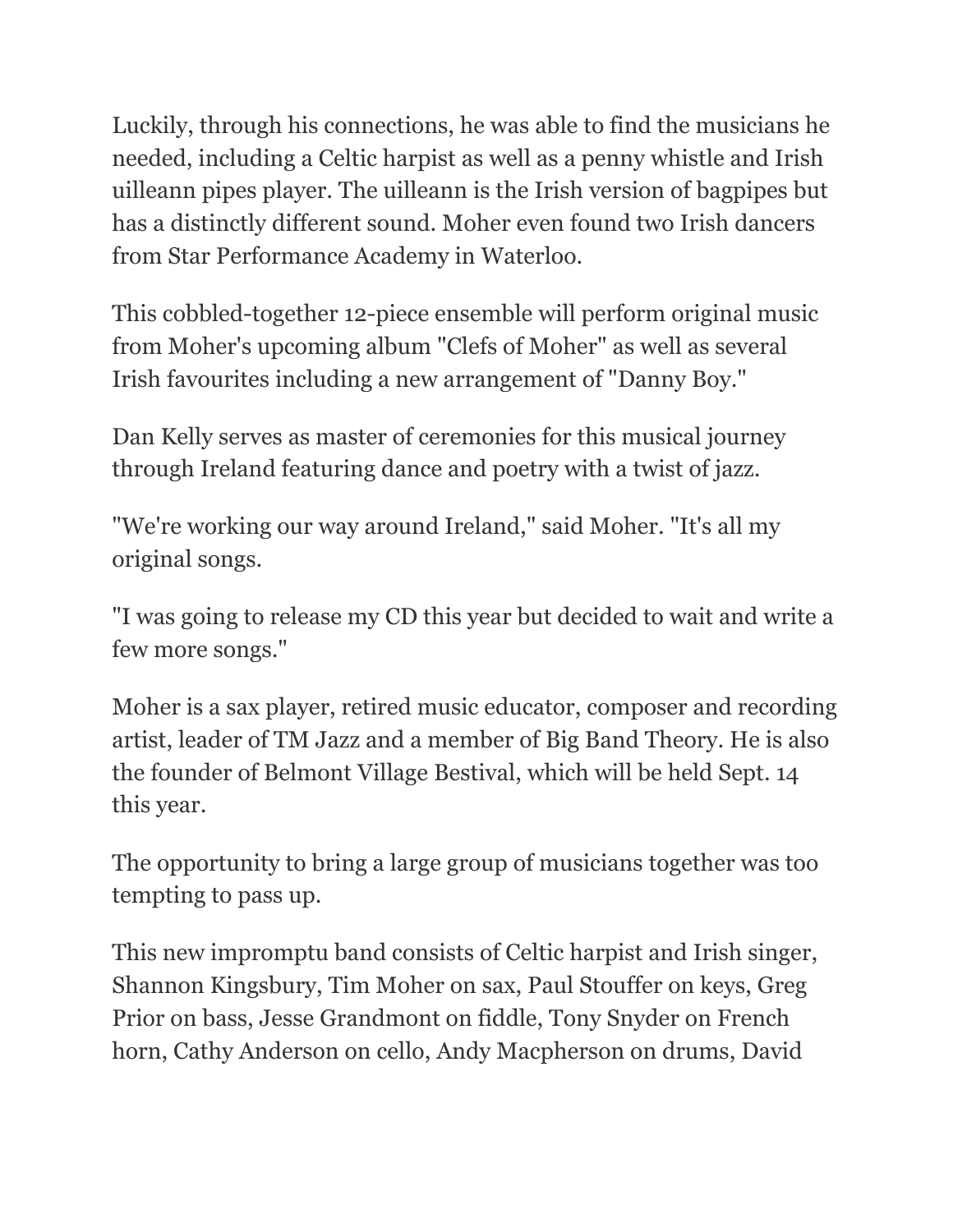Luckily, through his connections, he was able to find the musicians he needed, including a Celtic harpist as well as a penny whistle and Irish uilleann pipes player. The uilleann is the Irish version of bagpipes but has a distinctly different sound. Moher even found two Irish dancers from Star Performance Academy in Waterloo.

This cobbled-together 12-piece ensemble will perform original music from Moher's upcoming album "Clefs of Moher" as well as several Irish favourites including a new arrangement of "Danny Boy."

Dan Kelly serves as master of ceremonies for this musical journey through Ireland featuring dance and poetry with a twist of jazz.

"We're working our way around Ireland," said Moher. "It's all my original songs.

"I was going to release my CD this year but decided to wait and write a few more songs."

Moher is a sax player, retired music educator, composer and recording artist, leader of TM Jazz and a member of Big Band Theory. He is also the founder of Belmont Village Bestival, which will be held Sept. 14 this year.

The opportunity to bring a large group of musicians together was too tempting to pass up.

This new impromptu band consists of Celtic harpist and Irish singer, Shannon Kingsbury, Tim Moher on sax, Paul Stouffer on keys, Greg Prior on bass, Jesse Grandmont on fiddle, Tony Snyder on French horn, Cathy Anderson on cello, Andy Macpherson on drums, David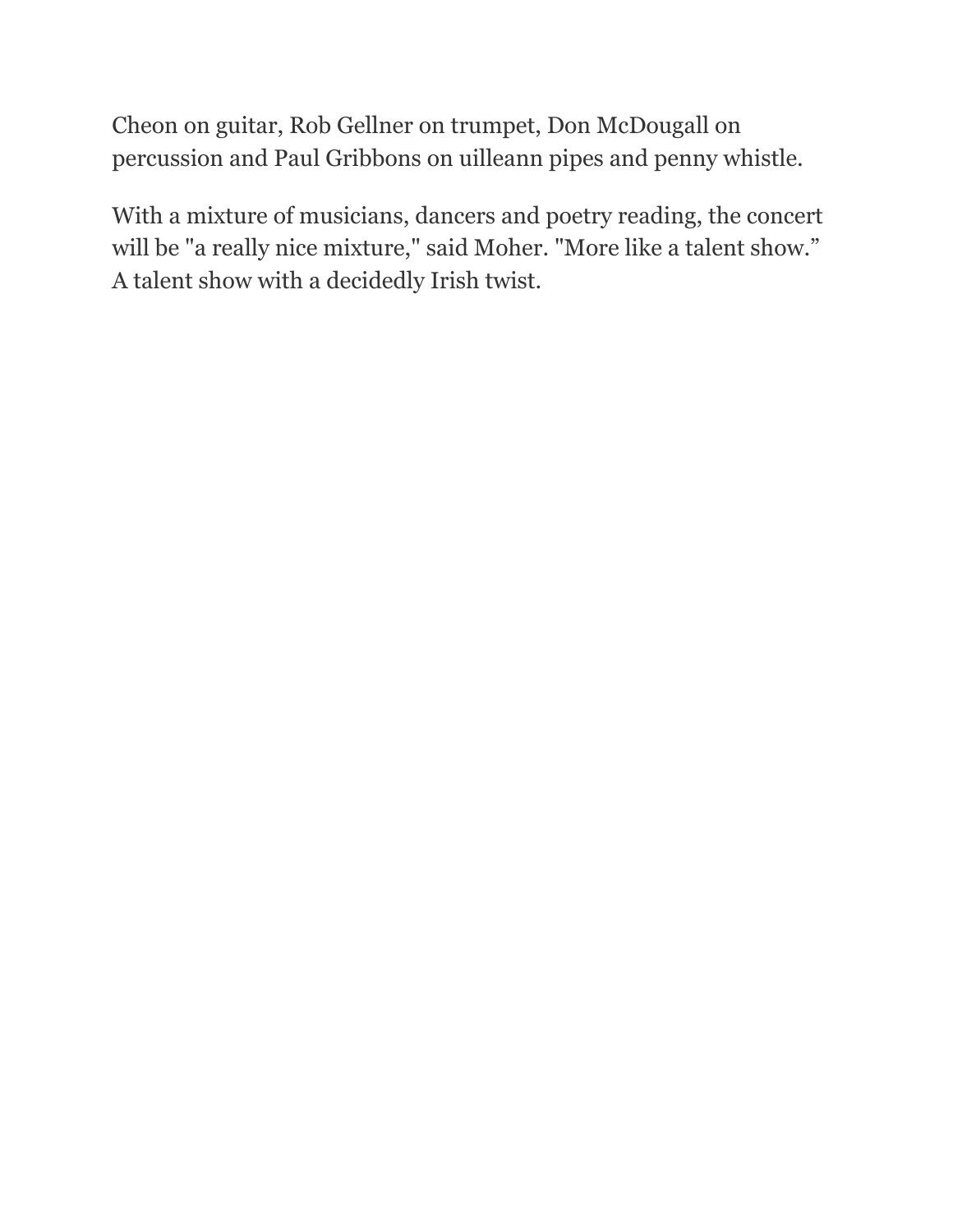Cheon on guitar, Rob Gellner on trumpet, Don McDougall on percussion and Paul Gribbons on uilleann pipes and penny whistle.

With a mixture of musicians, dancers and poetry reading, the concert will be "a really nice mixture," said Moher. "More like a talent show." A talent show with a decidedly Irish twist.